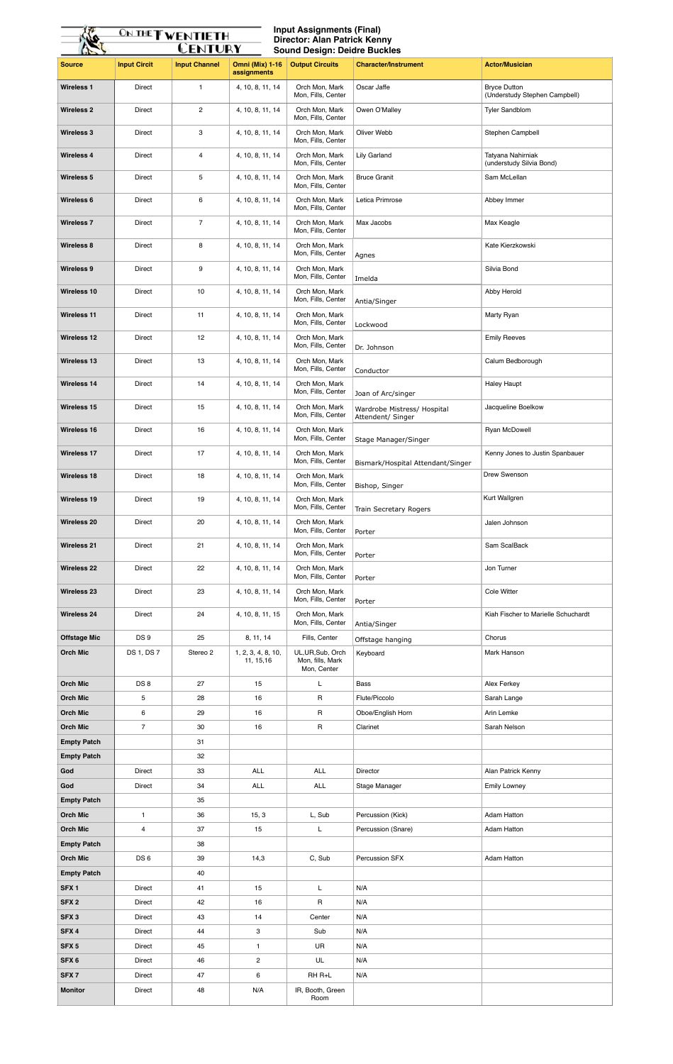On the Twentieth Century

**Input Assignments (Final)**
**Director: Alan Patrick Kenny**
**Sound Design: Deidre Buckles**

| Source | Input Circit | Input Channel | Omni (Mix) 1-16 assignments | Output Circuits | Character/Instrument | Actor/Musician |
|---|---|---|---|---|---|---|
| Wireless 1 | Direct | 1 | 4, 10, 8, 11, 14 | Orch Mon, Mark Mon, Fills, Center | Oscar Jaffe | Bryce Dutton (Understudy Stephen Campbell) |
| Wireless 2 | Direct | 2 | 4, 10, 8, 11, 14 | Orch Mon, Mark Mon, Fills, Center | Owen O'Malley | Tyler Sandblom |
| Wireless 3 | Direct | 3 | 4, 10, 8, 11, 14 | Orch Mon, Mark Mon, Fills, Center | Oliver Webb | Stephen Campbell |
| Wireless 4 | Direct | 4 | 4, 10, 8, 11, 14 | Orch Mon, Mark Mon, Fills, Center | Lily Garland | Tatyana Nahirniak (understudy Silvia Bond) |
| Wireless 5 | Direct | 5 | 4, 10, 8, 11, 14 | Orch Mon, Mark Mon, Fills, Center | Bruce Granit | Sam McLellan |
| Wireless 6 | Direct | 6 | 4, 10, 8, 11, 14 | Orch Mon, Mark Mon, Fills, Center | Letica Primrose | Abbey Immer |
| Wireless 7 | Direct | 7 | 4, 10, 8, 11, 14 | Orch Mon, Mark Mon, Fills, Center | Max Jacobs | Max Keagle |
| Wireless 8 | Direct | 8 | 4, 10, 8, 11, 14 | Orch Mon, Mark Mon, Fills, Center | Agnes | Kate Kierzkowski |
| Wireless 9 | Direct | 9 | 4, 10, 8, 11, 14 | Orch Mon, Mark Mon, Fills, Center | Imelda | Silvia Bond |
| Wireless 10 | Direct | 10 | 4, 10, 8, 11, 14 | Orch Mon, Mark Mon, Fills, Center | Antia/Singer | Abby Herold |
| Wireless 11 | Direct | 11 | 4, 10, 8, 11, 14 | Orch Mon, Mark Mon, Fills, Center | Lockwood | Marty Ryan |
| Wireless 12 | Direct | 12 | 4, 10, 8, 11, 14 | Orch Mon, Mark Mon, Fills, Center | Dr. Johnson | Emily Reeves |
| Wireless 13 | Direct | 13 | 4, 10, 8, 11, 14 | Orch Mon, Mark Mon, Fills, Center | Conductor | Calum Bedborough |
| Wireless 14 | Direct | 14 | 4, 10, 8, 11, 14 | Orch Mon, Mark Mon, Fills, Center | Joan of Arc/singer | Haley Haupt |
| Wireless 15 | Direct | 15 | 4, 10, 8, 11, 14 | Orch Mon, Mark Mon, Fills, Center | Wardrobe Mistress/ Hospital Attendent/ Singer | Jacqueline Boelkow |
| Wireless 16 | Direct | 16 | 4, 10, 8, 11, 14 | Orch Mon, Mark Mon, Fills, Center | Stage Manager/Singer | Ryan McDowell |
| Wireless 17 | Direct | 17 | 4, 10, 8, 11, 14 | Orch Mon, Mark Mon, Fills, Center | Bismark/Hospital Attendant/Singer | Kenny Jones to Justin Spanbauer |
| Wireless 18 | Direct | 18 | 4, 10, 8, 11, 14 | Orch Mon, Mark Mon, Fills, Center | Bishop, Singer | Drew Swenson |
| Wireless 19 | Direct | 19 | 4, 10, 8, 11, 14 | Orch Mon, Mark Mon, Fills, Center | Train Secretary Rogers | Kurt Wallgren |
| Wireless 20 | Direct | 20 | 4, 10, 8, 11, 14 | Orch Mon, Mark Mon, Fills, Center | Porter | Jalen Johnson |
| Wireless 21 | Direct | 21 | 4, 10, 8, 11, 14 | Orch Mon, Mark Mon, Fills, Center | Porter | Sam ScalBack |
| Wireless 22 | Direct | 22 | 4, 10, 8, 11, 14 | Orch Mon, Mark Mon, Fills, Center | Porter | Jon Turner |
| Wireless 23 | Direct | 23 | 4, 10, 8, 11, 14 | Orch Mon, Mark Mon, Fills, Center | Porter | Cole Witter |
| Wireless 24 | Direct | 24 | 4, 10, 8, 11, 15 | Orch Mon, Mark Mon, Fills, Center | Antia/Singer | Kiah Fischer to Marielle Schuchardt |
| Offstage Mic | DS 9 | 25 | 8, 11, 14 | Fills, Center | Offstage hanging | Chorus |
| Orch Mic | DS 1, DS 7 | Stereo 2 | 1, 2, 3, 4, 8, 10, 11, 15,16 | UL,UR,Sub, Orch Mon, fills, Mark Mon, Center | Keyboard | Mark Hanson |
| Orch Mic | DS 8 | 27 | 15 | L | Bass | Alex Ferkey |
| Orch Mic | 5 | 28 | 16 | R | Flute/Piccolo | Sarah Lange |
| Orch Mic | 6 | 29 | 16 | R | Oboe/English Horn | Arin Lemke |
| Orch Mic | 7 | 30 | 16 | R | Clarinet | Sarah Nelson |
| Empty Patch | | 31 | | | | |
| Empty Patch | | 32 | | | | |
| God | Direct | 33 | ALL | ALL | Director | Alan Patrick Kenny |
| God | Direct | 34 | ALL | ALL | Stage Manager | Emily Lowney |
| Empty Patch | | 35 | | | | |
| Orch Mic | 1 | 36 | 15, 3 | L, Sub | Percussion (Kick) | Adam Hatton |
| Orch Mic | 4 | 37 | 15 | L | Percussion (Snare) | Adam Hatton |
| Empty Patch | | 38 | | | | |
| Orch Mic | DS 6 | 39 | 14,3 | C, Sub | Percussion SFX | Adam Hatton |
| Empty Patch | | 40 | | | | |
| SFX 1 | Direct | 41 | 15 | L | N/A | |
| SFX 2 | Direct | 42 | 16 | R | N/A | |
| SFX 3 | Direct | 43 | 14 | Center | N/A | |
| SFX 4 | Direct | 44 | 3 | Sub | N/A | |
| SFX 5 | Direct | 45 | 1 | UR | N/A | |
| SFX 6 | Direct | 46 | 2 | UL | N/A | |
| SFX 7 | Direct | 47 | 6 | RH R+L | N/A | |
| Monitor | Direct | 48 | N/A | IR, Booth, Green Room | | |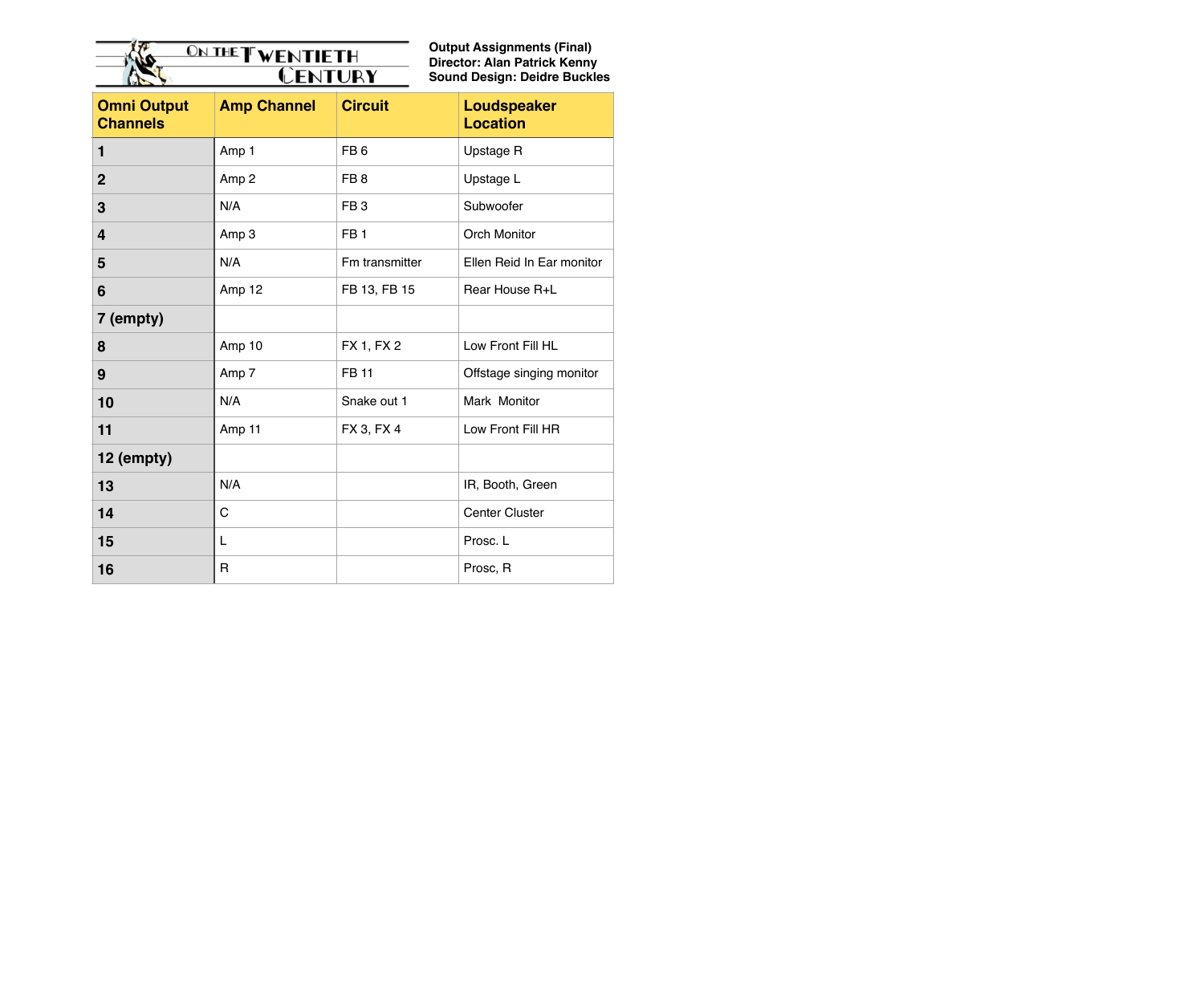# On the Twentieth Century

**Output Assignments (Final)**
**Director: Alan Patrick Kenny**
**Sound Design: Deidre Buckles**

| Omni Output Channels | Amp Channel | Circuit | Loudspeaker Location |
|---|---|---|---|
| **1** | Amp 1 | FB 6 | Upstage R |
| **2** | Amp 2 | FB 8 | Upstage L |
| **3** | N/A | FB 3 | Subwoofer |
| **4** | Amp 3 | FB 1 | Orch Monitor |
| **5** | N/A | Fm transmitter | Ellen Reid In Ear monitor |
| **6** | Amp 12 | FB 13, FB 15 | Rear House R+L |
| **7 (empty)** | | | |
| **8** | Amp 10 | FX 1, FX 2 | Low Front Fill HL |
| **9** | Amp 7 | FB 11 | Offstage singing monitor |
| **10** | N/A | Snake out 1 | Mark Monitor |
| **11** | Amp 11 | FX 3, FX 4 | Low Front Fill HR |
| **12 (empty)** | | | |
| **13** | N/A | | IR, Booth, Green |
| **14** | C | | Center Cluster |
| **15** | L | | Prosc. L |
| **16** | R | | Prosc, R |